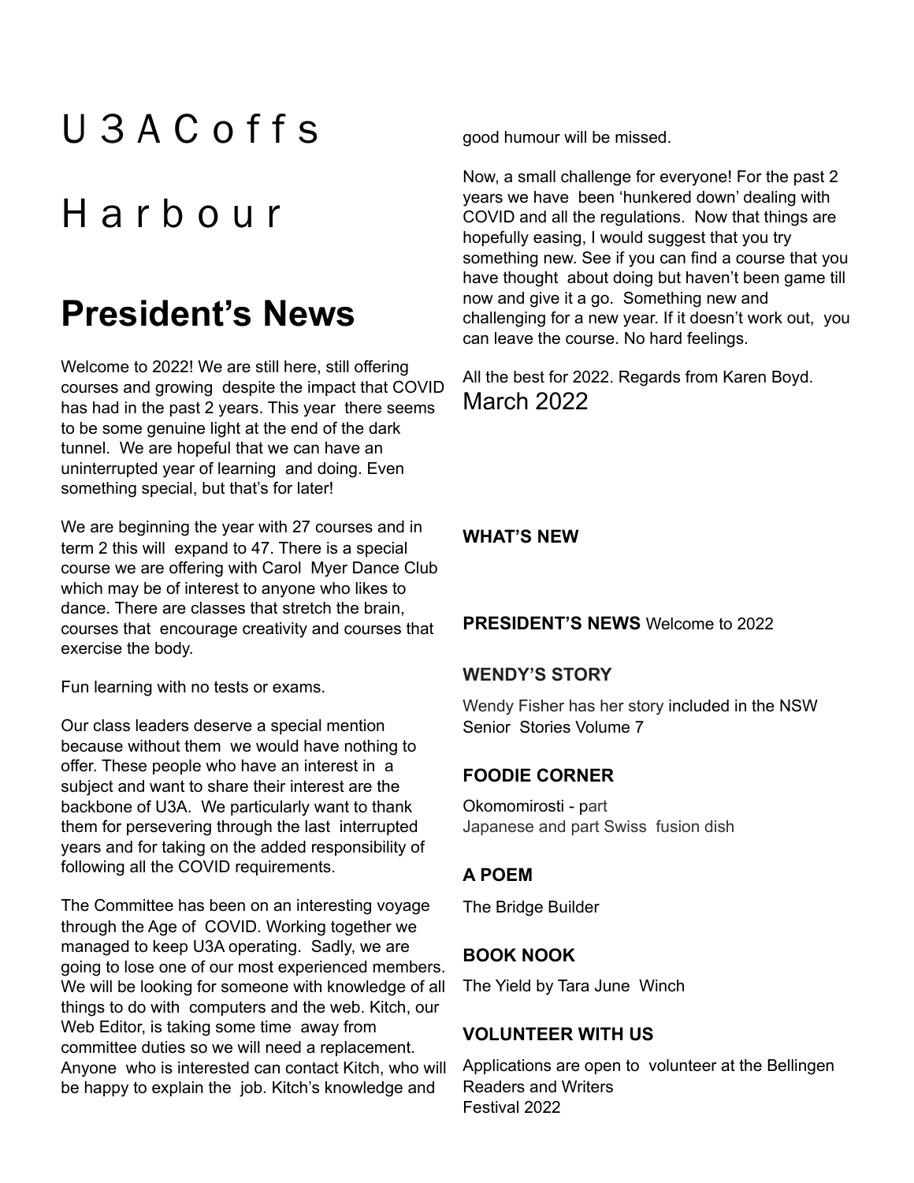# U3ACoffs Harbour

## President's News

Welcome to 2022! We are still here, still offering courses and growing despite the impact that COVID has had in the past 2 years. This year there seems to be some genuine light at the end of the dark tunnel. We are hopeful that we can have an uninterrupted year of learning and doing. Even something special, but that's for later!

We are beginning the year with 27 courses and in term 2 this will expand to 47. There is a special course we are offering with Carol Myer Dance Club which may be of interest to anyone who likes to dance. There are classes that stretch the brain, courses that encourage creativity and courses that exercise the body.

Fun learning with no tests or exams.

Our class leaders deserve a special mention because without them we would have nothing to offer. These people who have an interest in a subject and want to share their interest are the backbone of U3A. We particularly want to thank them for persevering through the last interrupted years and for taking on the added responsibility of following all the COVID requirements.

The Committee has been on an interesting voyage through the Age of COVID. Working together we managed to keep U3A operating. Sadly, we are going to lose one of our most experienced members. We will be looking for someone with knowledge of all things to do with computers and the web. Kitch, our Web Editor, is taking some time away from committee duties so we will need a replacement. Anyone who is interested can contact Kitch, who will be happy to explain the job. Kitch's knowledge and good humour will be missed.

Now, a small challenge for everyone! For the past 2 years we have been 'hunkered down' dealing with COVID and all the regulations. Now that things are hopefully easing, I would suggest that you try something new. See if you can find a course that you have thought about doing but haven't been game till now and give it a go. Something new and challenging for a new year. If it doesn't work out, you can leave the course. No hard feelings.

All the best for 2022. Regards from Karen Boyd.

March 2022

**WHAT'S NEW**

**PRESIDENT'S NEWS** Welcome to 2022

**WENDY'S STORY**

Wendy Fisher has her story included in the NSW Senior Stories Volume 7

**FOODIE CORNER**

Okomomirosti - part Japanese and part Swiss fusion dish

**A POEM**

The Bridge Builder

**BOOK NOOK**

The Yield by Tara June Winch

**VOLUNTEER WITH US**

Applications are open to volunteer at the Bellingen Readers and Writers Festival 2022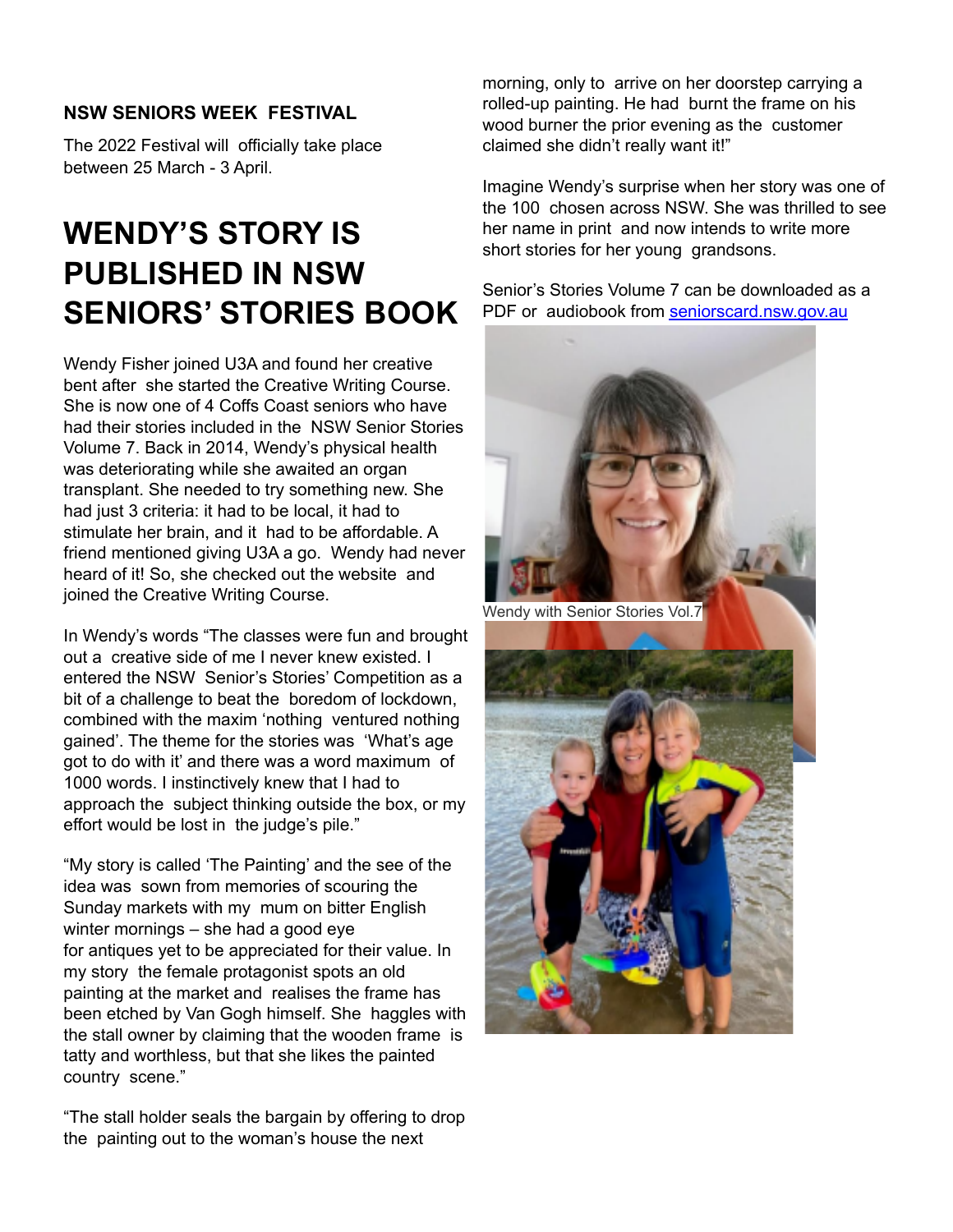**NSW SENIORS WEEK FESTIVAL**

The 2022 Festival will officially take place between 25 March - 3 April.

# WENDY'S STORY IS PUBLISHED IN NSW SENIORS' STORIES BOOK

Wendy Fisher joined U3A and found her creative bent after she started the Creative Writing Course. She is now one of 4 Coffs Coast seniors who have had their stories included in the NSW Senior Stories Volume 7. Back in 2014, Wendy's physical health was deteriorating while she awaited an organ transplant. She needed to try something new. She had just 3 criteria: it had to be local, it had to stimulate her brain, and it had to be affordable. A friend mentioned giving U3A a go. Wendy had never heard of it! So, she checked out the website and joined the Creative Writing Course.

In Wendy's words "The classes were fun and brought out a creative side of me I never knew existed. I entered the NSW Senior's Stories' Competition as a bit of a challenge to beat the boredom of lockdown, combined with the maxim 'nothing ventured nothing gained'. The theme for the stories was 'What's age got to do with it' and there was a word maximum of 1000 words. I instinctively knew that I had to approach the subject thinking outside the box, or my effort would be lost in the judge's pile."

"My story is called 'The Painting' and the see of the idea was sown from memories of scouring the Sunday markets with my mum on bitter English winter mornings – she had a good eye for antiques yet to be appreciated for their value. In my story the female protagonist spots an old painting at the market and realises the frame has been etched by Van Gogh himself. She haggles with the stall owner by claiming that the wooden frame is tatty and worthless, but that she likes the painted country scene."

"The stall holder seals the bargain by offering to drop the painting out to the woman's house the next morning, only to arrive on her doorstep carrying a rolled-up painting. He had burnt the frame on his wood burner the prior evening as the customer claimed she didn't really want it!"

Imagine Wendy's surprise when her story was one of the 100 chosen across NSW. She was thrilled to see her name in print and now intends to write more short stories for her young grandsons.

Senior's Stories Volume 7 can be downloaded as a PDF or audiobook from [seniorscard.nsw.gov.au](seniorscard.nsw.gov.au)

Wendy with Senior Stories Vol.7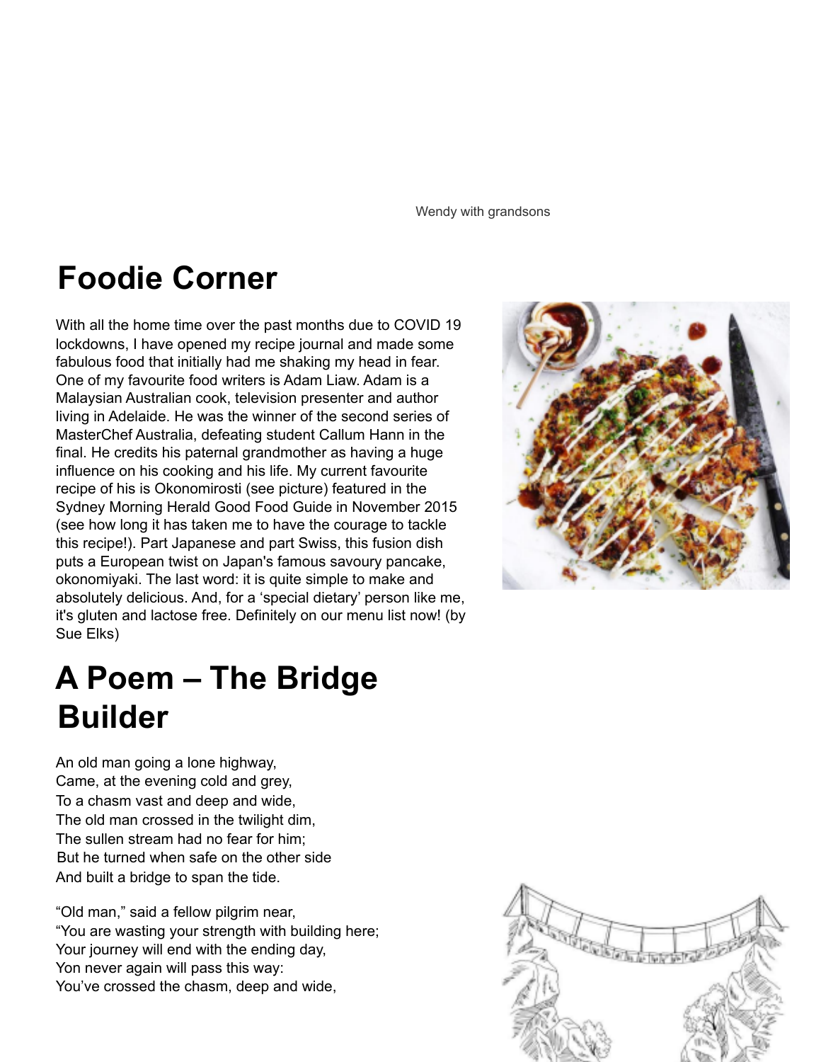Wendy with grandsons

# Foodie Corner

With all the home time over the past months due to COVID 19 lockdowns, I have opened my recipe journal and made some fabulous food that initially had me shaking my head in fear. One of my favourite food writers is Adam Liaw. Adam is a Malaysian Australian cook, television presenter and author living in Adelaide. He was the winner of the second series of MasterChef Australia, defeating student Callum Hann in the final. He credits his paternal grandmother as having a huge influence on his cooking and his life. My current favourite recipe of his is Okonomirosti (see picture) featured in the Sydney Morning Herald Good Food Guide in November 2015 (see how long it has taken me to have the courage to tackle this recipe!). Part Japanese and part Swiss, this fusion dish puts a European twist on Japan's famous savoury pancake, okonomiyaki. The last word: it is quite simple to make and absolutely delicious. And, for a 'special dietary' person like me, it's gluten and lactose free. Definitely on our menu list now! (by Sue Elks)

# A Poem – The Bridge Builder

An old man going a lone highway,
Came, at the evening cold and grey,
To a chasm vast and deep and wide,
The old man crossed in the twilight dim,
The sullen stream had no fear for him;
But he turned when safe on the other side
And built a bridge to span the tide.

"Old man," said a fellow pilgrim near,
"You are wasting your strength with building here;
Your journey will end with the ending day,
Yon never again will pass this way:
You've crossed the chasm, deep and wide,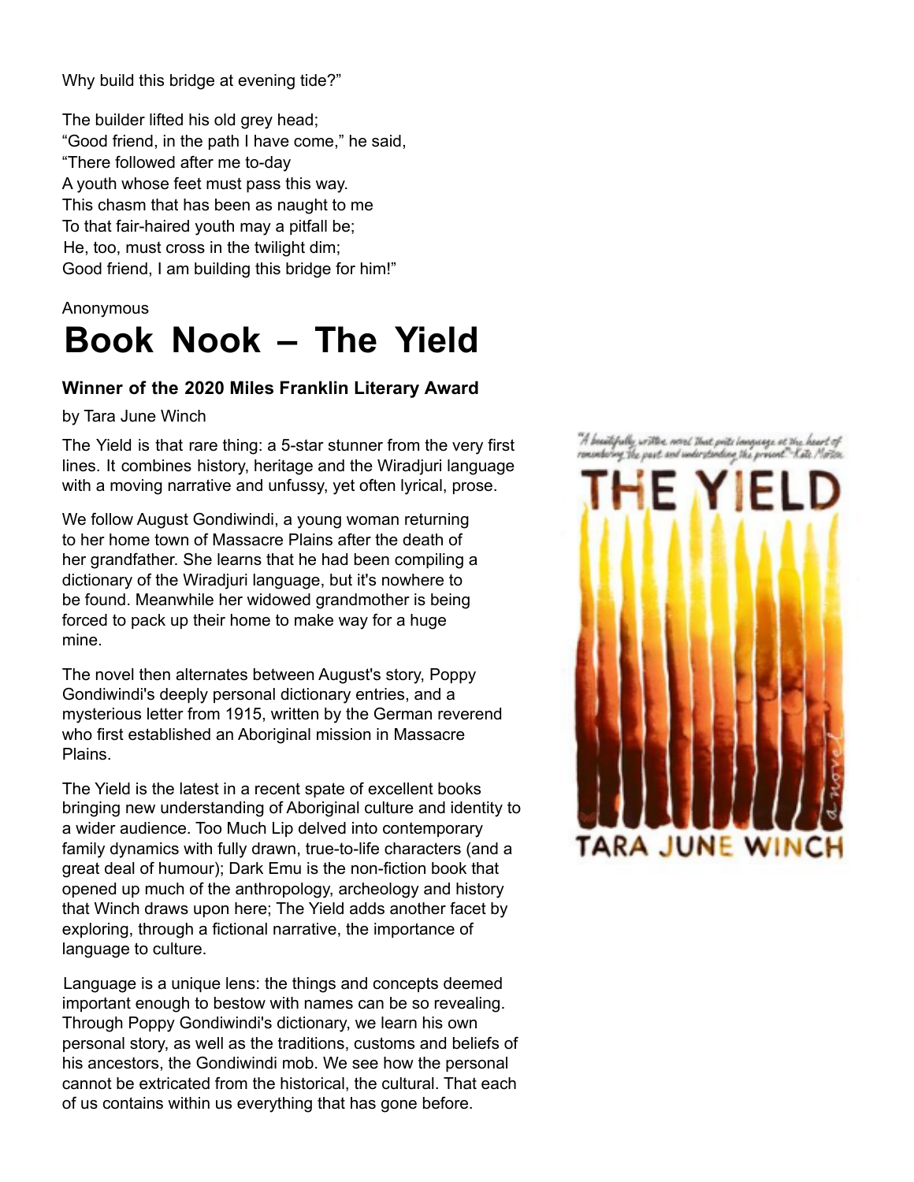Why build this bridge at evening tide?"

The builder lifted his old grey head;
"Good friend, in the path I have come," he said,
"There followed after me to-day
A youth whose feet must pass this way.
This chasm that has been as naught to me
To that fair-haired youth may a pitfall be;
He, too, must cross in the twilight dim;
Good friend, I am building this bridge for him!"

Anonymous

# Book Nook – The Yield

**Winner of the 2020 Miles Franklin Literary Award**

by Tara June Winch

The Yield is that rare thing: a 5-star stunner from the very first lines. It combines history, heritage and the Wiradjuri language with a moving narrative and unfussy, yet often lyrical, prose.

We follow August Gondiwindi, a young woman returning to her home town of Massacre Plains after the death of her grandfather. She learns that he had been compiling a dictionary of the Wiradjuri language, but it's nowhere to be found. Meanwhile her widowed grandmother is being forced to pack up their home to make way for a huge mine.

The novel then alternates between August's story, Poppy Gondiwindi's deeply personal dictionary entries, and a mysterious letter from 1915, written by the German reverend who first established an Aboriginal mission in Massacre Plains.

The Yield is the latest in a recent spate of excellent books bringing new understanding of Aboriginal culture and identity to a wider audience. Too Much Lip delved into contemporary family dynamics with fully drawn, true-to-life characters (and a great deal of humour); Dark Emu is the non-fiction book that opened up much of the anthropology, archeology and history that Winch draws upon here; The Yield adds another facet by exploring, through a fictional narrative, the importance of language to culture.

Language is a unique lens: the things and concepts deemed important enough to bestow with names can be so revealing. Through Poppy Gondiwindi's dictionary, we learn his own personal story, as well as the traditions, customs and beliefs of his ancestors, the Gondiwindi mob. We see how the personal cannot be extricated from the historical, the cultural. That each of us contains within us everything that has gone before.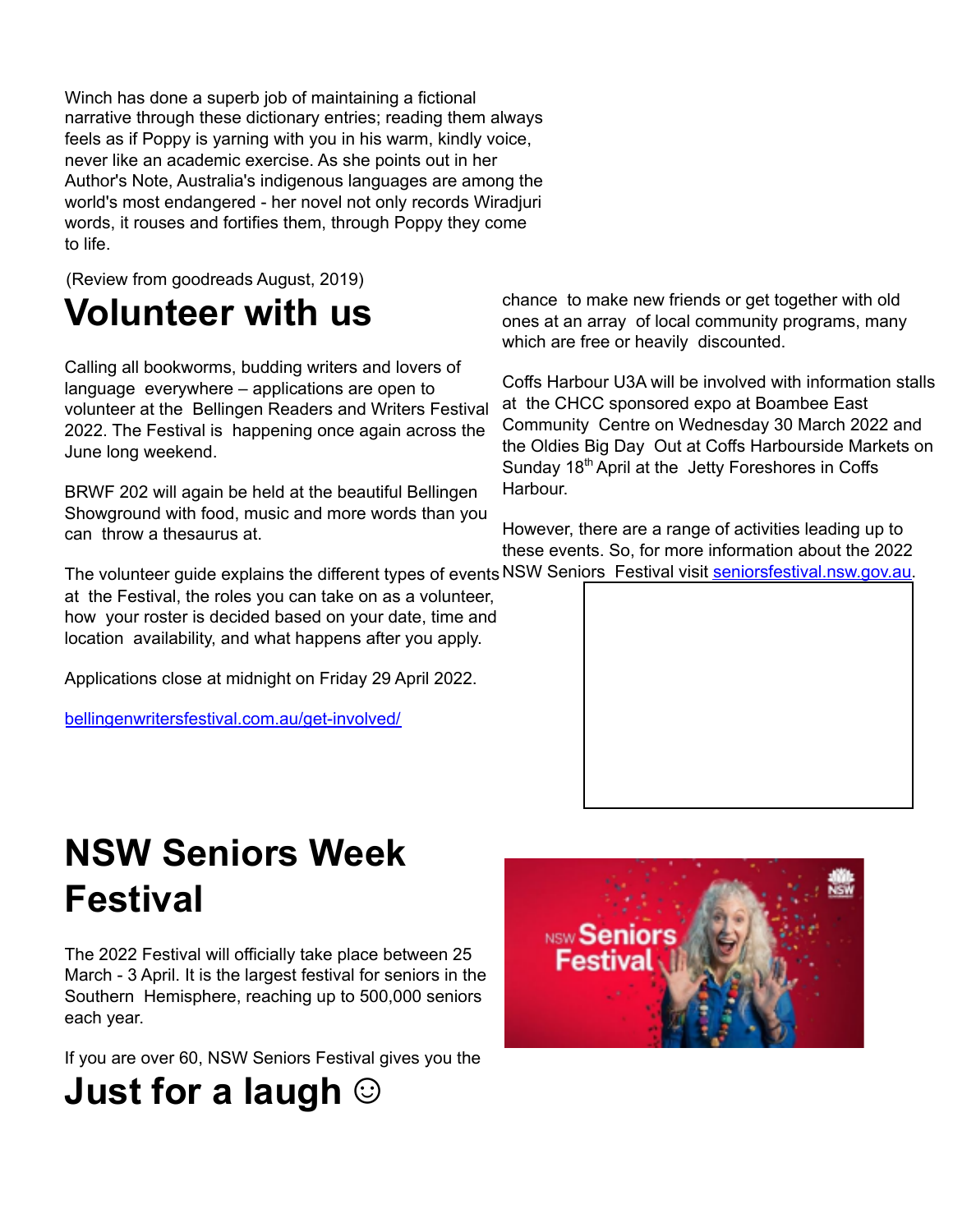Winch has done a superb job of maintaining a fictional narrative through these dictionary entries; reading them always feels as if Poppy is yarning with you in his warm, kindly voice, never like an academic exercise. As she points out in her Author's Note, Australia's indigenous languages are among the world's most endangered - her novel not only records Wiradjuri words, it rouses and fortifies them, through Poppy they come to life.

(Review from goodreads August, 2019)

# Volunteer with us

Calling all bookworms, budding writers and lovers of language everywhere – applications are open to volunteer at the Bellingen Readers and Writers Festival 2022. The Festival is happening once again across the June long weekend.

BRWF 202 will again be held at the beautiful Bellingen Showground with food, music and more words than you can throw a thesaurus at.

The volunteer guide explains the different types of events at the Festival, the roles you can take on as a volunteer, how your roster is decided based on your date, time and location availability, and what happens after you apply.

Applications close at midnight on Friday 29 April 2022.

bellingenwritersfestival.com.au/get-involved/

# NSW Seniors Week Festival

The 2022 Festival will officially take place between 25 March - 3 April. It is the largest festival for seniors in the Southern Hemisphere, reaching up to 500,000 seniors each year.

If you are over 60, NSW Seniors Festival gives you the chance to make new friends or get together with old ones at an array of local community programs, many which are free or heavily discounted.

Coffs Harbour U3A will be involved with information stalls at the CHCC sponsored expo at Boambee East Community Centre on Wednesday 30 March 2022 and the Oldies Big Day Out at Coffs Harbourside Markets on Sunday 18th April at the Jetty Foreshores in Coffs Harbour.

However, there are a range of activities leading up to these events. So, for more information about the 2022 NSW Seniors Festival visit seniorsfestival.nsw.gov.au.

# Just for a laugh ☺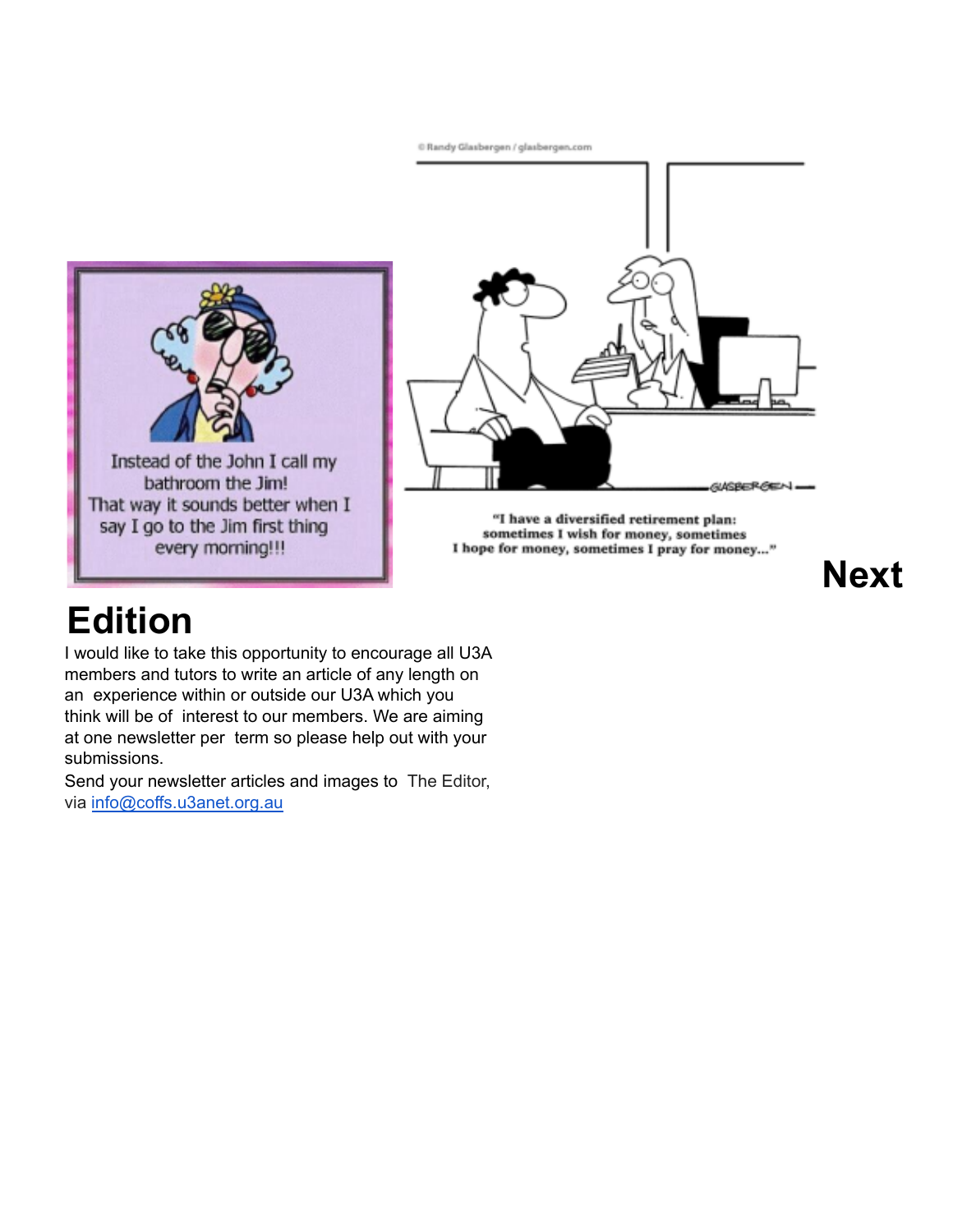# Next Edition

I would like to take this opportunity to encourage all U3A members and tutors to write an article of any length on an experience within or outside our U3A which you think will be of interest to our members. We are aiming at one newsletter per term so please help out with your submissions.

Send your newsletter articles and images to The Editor, via info@coffs.u3anet.org.au